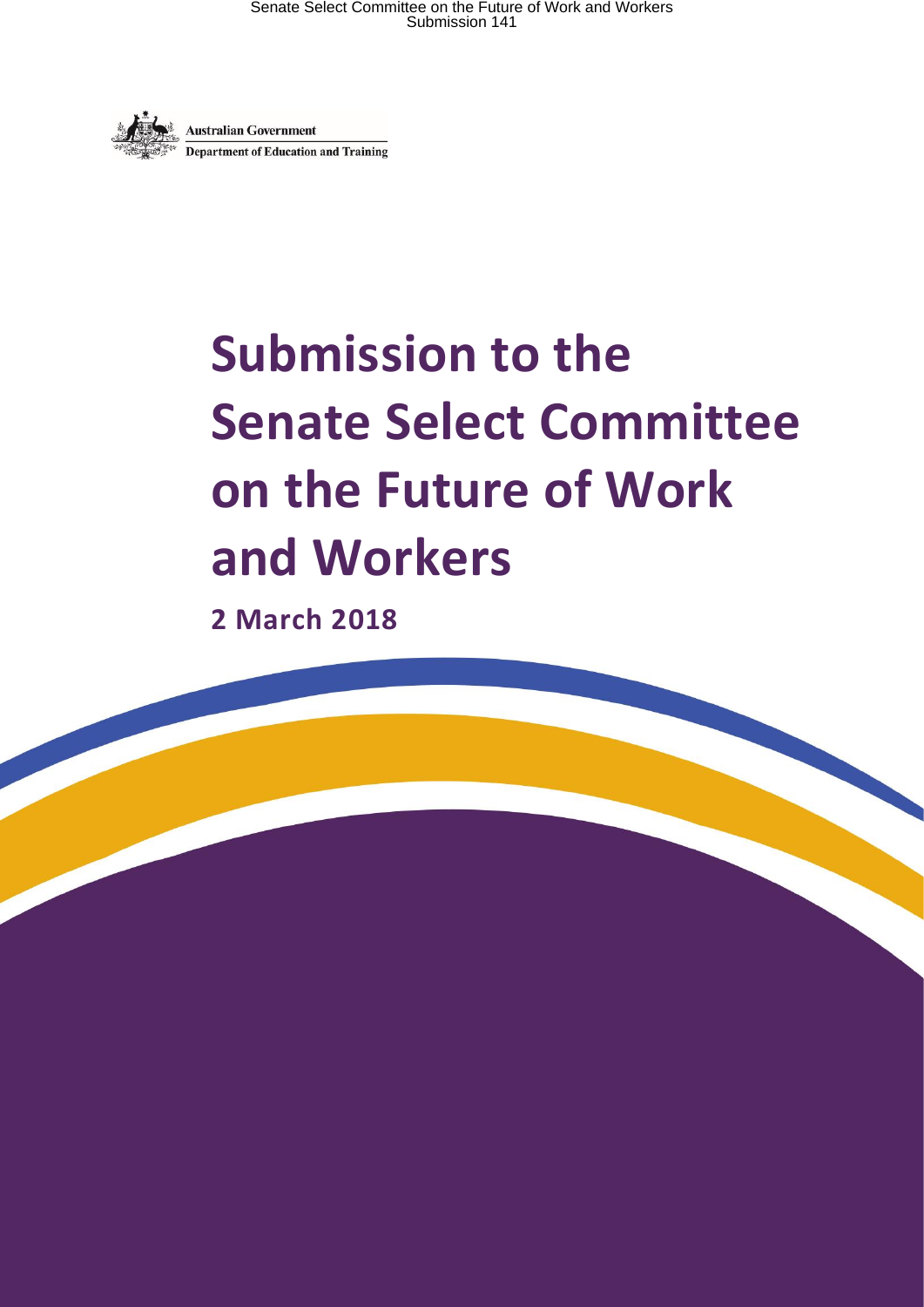Australian Government

Department of Education and Training

# Submission to the Senate Select Committee on the Future of Work and Workers

**2 March 2018**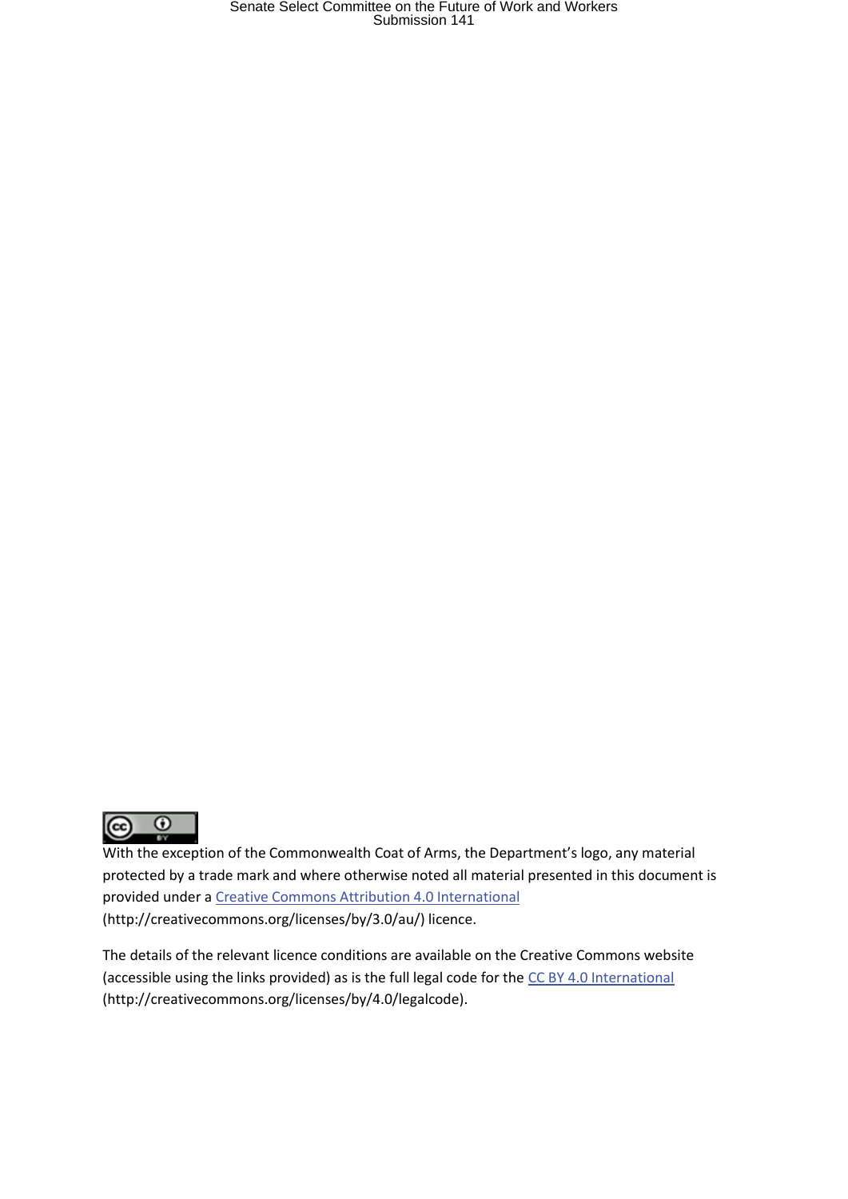With the exception of the Commonwealth Coat of Arms, the Department's logo, any material protected by a trade mark and where otherwise noted all material presented in this document is provided under a [Creative Commons Attribution 4.0 International](http://creativecommons.org/licenses/by/3.0/au/) (http://creativecommons.org/licenses/by/3.0/au/) licence.

The details of the relevant licence conditions are available on the Creative Commons website (accessible using the links provided) as is the full legal code for the [CC BY 4.0 International](http://creativecommons.org/licenses/by/4.0/legalcode) (http://creativecommons.org/licenses/by/4.0/legalcode).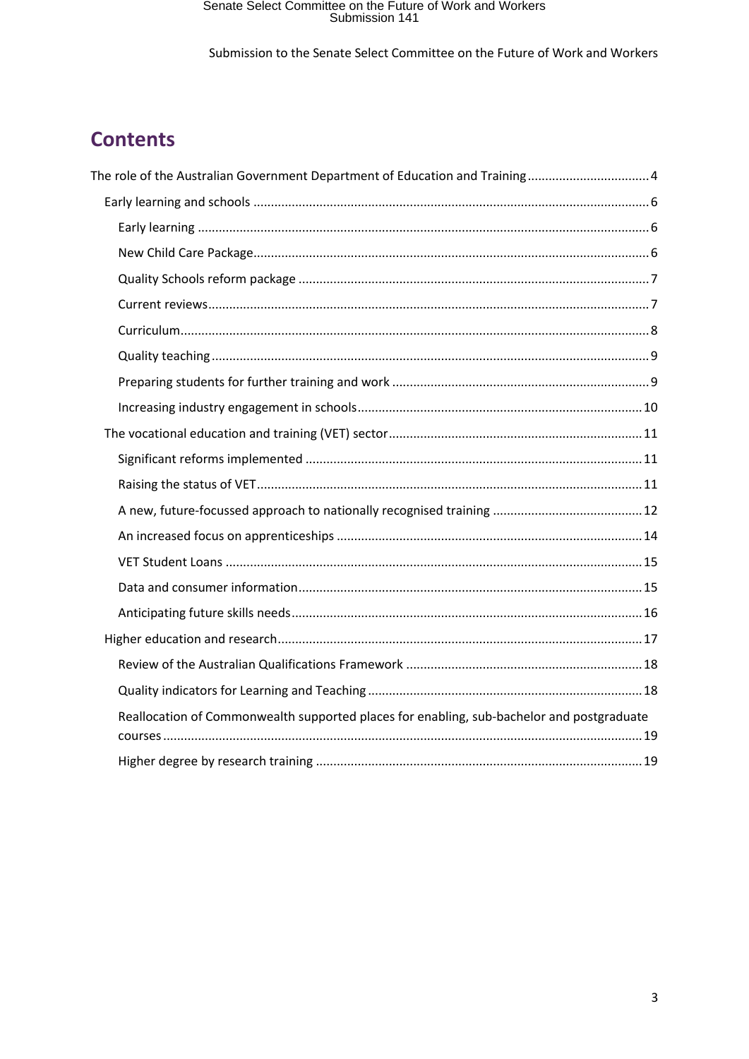## Contents

- The role of the Australian Government Department of Education and Training .......... 4
  - Early learning and schools .......... 6
    - Early learning .......... 6
    - New Child Care Package .......... 6
    - Quality Schools reform package .......... 7
    - Current reviews .......... 7
    - Curriculum .......... 8
    - Quality teaching .......... 9
    - Preparing students for further training and work .......... 9
    - Increasing industry engagement in schools .......... 10
  - The vocational education and training (VET) sector .......... 11
    - Significant reforms implemented .......... 11
    - Raising the status of VET .......... 11
    - A new, future-focussed approach to nationally recognised training .......... 12
    - An increased focus on apprenticeships .......... 14
    - VET Student Loans .......... 15
    - Data and consumer information .......... 15
    - Anticipating future skills needs .......... 16
  - Higher education and research .......... 17
    - Review of the Australian Qualifications Framework .......... 18
    - Quality indicators for Learning and Teaching .......... 18
    - Reallocation of Commonwealth supported places for enabling, sub-bachelor and postgraduate courses .......... 19
    - Higher degree by research training .......... 19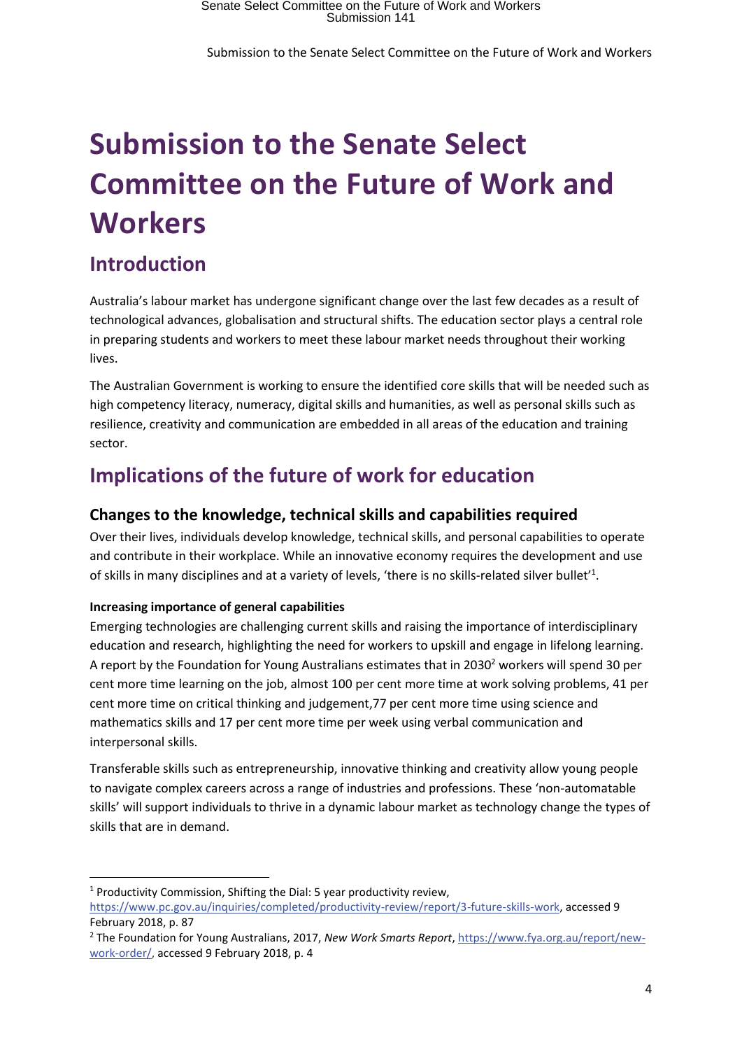# Submission to the Senate Select Committee on the Future of Work and Workers

## Introduction

Australia's labour market has undergone significant change over the last few decades as a result of technological advances, globalisation and structural shifts. The education sector plays a central role in preparing students and workers to meet these labour market needs throughout their working lives.

The Australian Government is working to ensure the identified core skills that will be needed such as high competency literacy, numeracy, digital skills and humanities, as well as personal skills such as resilience, creativity and communication are embedded in all areas of the education and training sector.

## Implications of the future of work for education

### Changes to the knowledge, technical skills and capabilities required

Over their lives, individuals develop knowledge, technical skills, and personal capabilities to operate and contribute in their workplace. While an innovative economy requires the development and use of skills in many disciplines and at a variety of levels, 'there is no skills-related silver bullet'[1].

#### Increasing importance of general capabilities

Emerging technologies are challenging current skills and raising the importance of interdisciplinary education and research, highlighting the need for workers to upskill and engage in lifelong learning. A report by the Foundation for Young Australians estimates that in 2030[2] workers will spend 30 per cent more time learning on the job, almost 100 per cent more time at work solving problems, 41 per cent more time on critical thinking and judgement,77 per cent more time using science and mathematics skills and 17 per cent more time per week using verbal communication and interpersonal skills.

Transferable skills such as entrepreneurship, innovative thinking and creativity allow young people to navigate complex careers across a range of industries and professions. These 'non-automatable skills' will support individuals to thrive in a dynamic labour market as technology change the types of skills that are in demand.

---

[1] Productivity Commission, Shifting the Dial: 5 year productivity review, https://www.pc.gov.au/inquiries/completed/productivity-review/report/3-future-skills-work, accessed 9 February 2018, p. 87

[2] The Foundation for Young Australians, 2017, *New Work Smarts Report*, https://www.fya.org.au/report/new-work-order/, accessed 9 February 2018, p. 4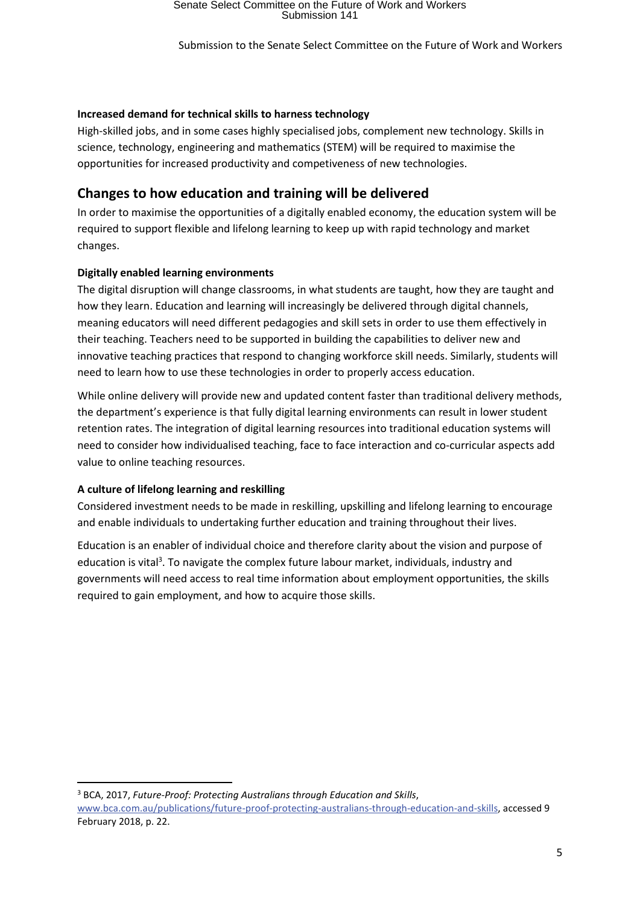**Increased demand for technical skills to harness technology**

High-skilled jobs, and in some cases highly specialised jobs, complement new technology. Skills in science, technology, engineering and mathematics (STEM) will be required to maximise the opportunities for increased productivity and competiveness of new technologies.

## Changes to how education and training will be delivered

In order to maximise the opportunities of a digitally enabled economy, the education system will be required to support flexible and lifelong learning to keep up with rapid technology and market changes.

**Digitally enabled learning environments**

The digital disruption will change classrooms, in what students are taught, how they are taught and how they learn. Education and learning will increasingly be delivered through digital channels, meaning educators will need different pedagogies and skill sets in order to use them effectively in their teaching. Teachers need to be supported in building the capabilities to deliver new and innovative teaching practices that respond to changing workforce skill needs. Similarly, students will need to learn how to use these technologies in order to properly access education.

While online delivery will provide new and updated content faster than traditional delivery methods, the department's experience is that fully digital learning environments can result in lower student retention rates. The integration of digital learning resources into traditional education systems will need to consider how individualised teaching, face to face interaction and co-curricular aspects add value to online teaching resources.

**A culture of lifelong learning and reskilling**

Considered investment needs to be made in reskilling, upskilling and lifelong learning to encourage and enable individuals to undertaking further education and training throughout their lives.

Education is an enabler of individual choice and therefore clarity about the vision and purpose of education is vital[3]. To navigate the complex future labour market, individuals, industry and governments will need access to real time information about employment opportunities, the skills required to gain employment, and how to acquire those skills.

[3] BCA, 2017, *Future-Proof: Protecting Australians through Education and Skills*, www.bca.com.au/publications/future-proof-protecting-australians-through-education-and-skills, accessed 9 February 2018, p. 22.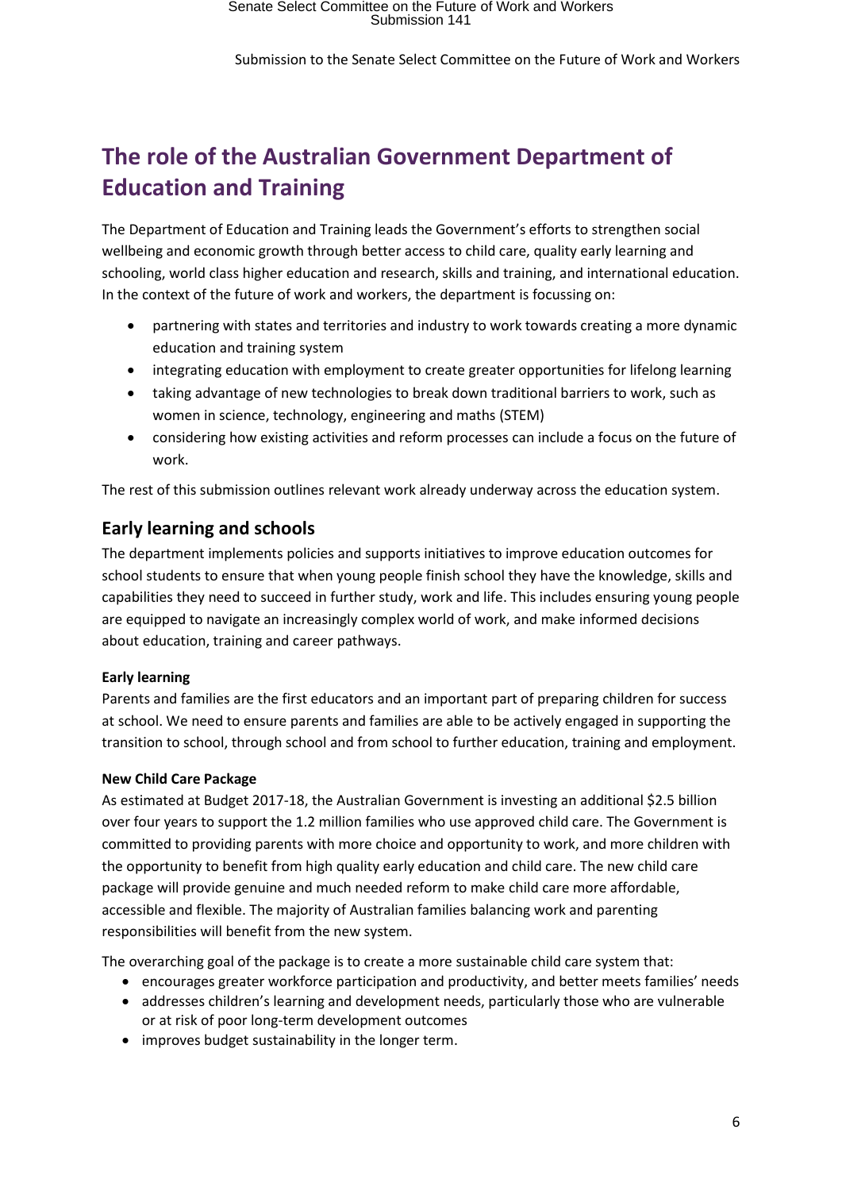# The role of the Australian Government Department of Education and Training

The Department of Education and Training leads the Government's efforts to strengthen social wellbeing and economic growth through better access to child care, quality early learning and schooling, world class higher education and research, skills and training, and international education. In the context of the future of work and workers, the department is focussing on:

- partnering with states and territories and industry to work towards creating a more dynamic education and training system
- integrating education with employment to create greater opportunities for lifelong learning
- taking advantage of new technologies to break down traditional barriers to work, such as women in science, technology, engineering and maths (STEM)
- considering how existing activities and reform processes can include a focus on the future of work.

The rest of this submission outlines relevant work already underway across the education system.

## Early learning and schools

The department implements policies and supports initiatives to improve education outcomes for school students to ensure that when young people finish school they have the knowledge, skills and capabilities they need to succeed in further study, work and life. This includes ensuring young people are equipped to navigate an increasingly complex world of work, and make informed decisions about education, training and career pathways.

**Early learning**

Parents and families are the first educators and an important part of preparing children for success at school. We need to ensure parents and families are able to be actively engaged in supporting the transition to school, through school and from school to further education, training and employment.

**New Child Care Package**

As estimated at Budget 2017-18, the Australian Government is investing an additional $2.5 billion over four years to support the 1.2 million families who use approved child care. The Government is committed to providing parents with more choice and opportunity to work, and more children with the opportunity to benefit from high quality early education and child care. The new child care package will provide genuine and much needed reform to make child care more affordable, accessible and flexible. The majority of Australian families balancing work and parenting responsibilities will benefit from the new system.

The overarching goal of the package is to create a more sustainable child care system that:

- encourages greater workforce participation and productivity, and better meets families' needs
- addresses children's learning and development needs, particularly those who are vulnerable or at risk of poor long-term development outcomes
- improves budget sustainability in the longer term.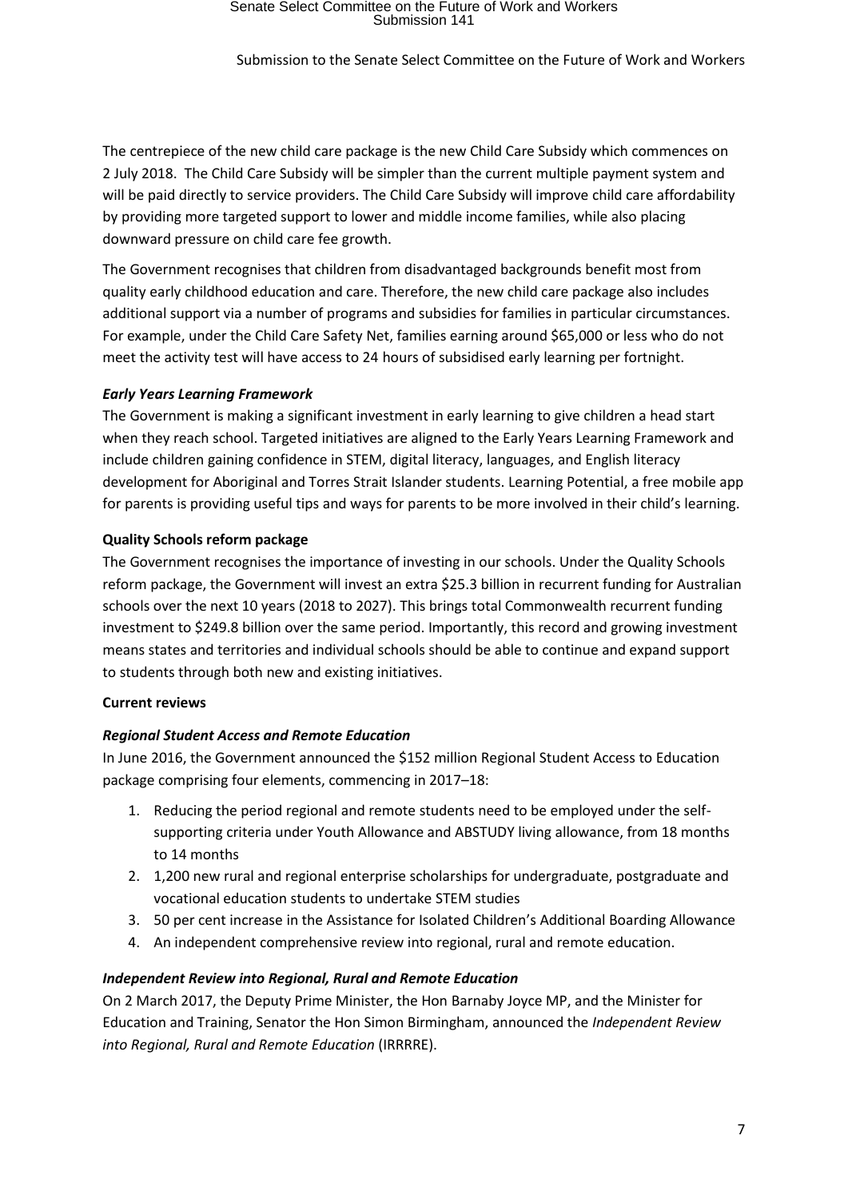The centrepiece of the new child care package is the new Child Care Subsidy which commences on 2 July 2018. The Child Care Subsidy will be simpler than the current multiple payment system and will be paid directly to service providers. The Child Care Subsidy will improve child care affordability by providing more targeted support to lower and middle income families, while also placing downward pressure on child care fee growth.

The Government recognises that children from disadvantaged backgrounds benefit most from quality early childhood education and care. Therefore, the new child care package also includes additional support via a number of programs and subsidies for families in particular circumstances. For example, under the Child Care Safety Net, families earning around $65,000 or less who do not meet the activity test will have access to 24 hours of subsidised early learning per fortnight.

***Early Years Learning Framework***

The Government is making a significant investment in early learning to give children a head start when they reach school. Targeted initiatives are aligned to the Early Years Learning Framework and include children gaining confidence in STEM, digital literacy, languages, and English literacy development for Aboriginal and Torres Strait Islander students. Learning Potential, a free mobile app for parents is providing useful tips and ways for parents to be more involved in their child's learning.

**Quality Schools reform package**

The Government recognises the importance of investing in our schools. Under the Quality Schools reform package, the Government will invest an extra $25.3 billion in recurrent funding for Australian schools over the next 10 years (2018 to 2027). This brings total Commonwealth recurrent funding investment to $249.8 billion over the same period. Importantly, this record and growing investment means states and territories and individual schools should be able to continue and expand support to students through both new and existing initiatives.

**Current reviews**

***Regional Student Access and Remote Education***

In June 2016, the Government announced the $152 million Regional Student Access to Education package comprising four elements, commencing in 2017–18:

1. Reducing the period regional and remote students need to be employed under the self-supporting criteria under Youth Allowance and ABSTUDY living allowance, from 18 months to 14 months
2. 1,200 new rural and regional enterprise scholarships for undergraduate, postgraduate and vocational education students to undertake STEM studies
3. 50 per cent increase in the Assistance for Isolated Children's Additional Boarding Allowance
4. An independent comprehensive review into regional, rural and remote education.

***Independent Review into Regional, Rural and Remote Education***

On 2 March 2017, the Deputy Prime Minister, the Hon Barnaby Joyce MP, and the Minister for Education and Training, Senator the Hon Simon Birmingham, announced the *Independent Review into Regional, Rural and Remote Education* (IRRRRE).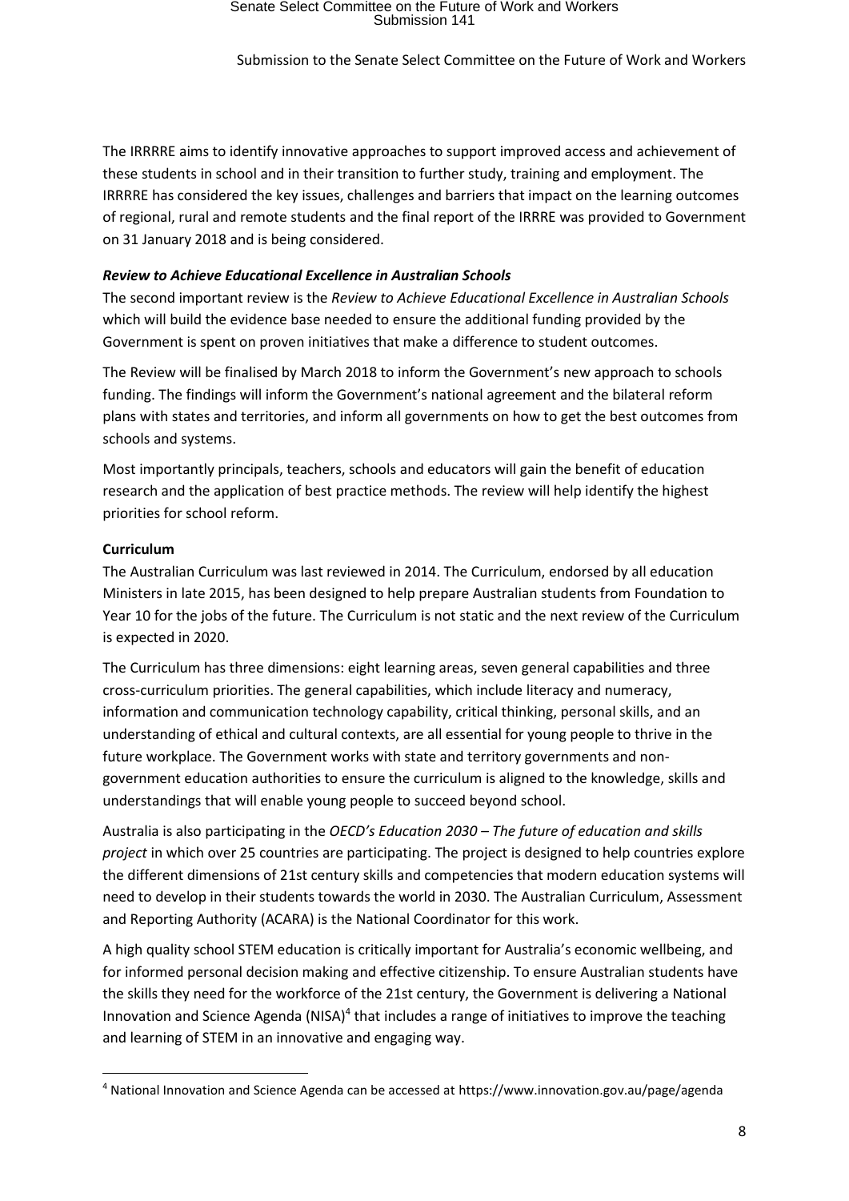The IRRRRE aims to identify innovative approaches to support improved access and achievement of these students in school and in their transition to further study, training and employment. The IRRRRE has considered the key issues, challenges and barriers that impact on the learning outcomes of regional, rural and remote students and the final report of the IRRRE was provided to Government on 31 January 2018 and is being considered.

***Review to Achieve Educational Excellence in Australian Schools***

The second important review is the *Review to Achieve Educational Excellence in Australian Schools* which will build the evidence base needed to ensure the additional funding provided by the Government is spent on proven initiatives that make a difference to student outcomes.

The Review will be finalised by March 2018 to inform the Government's new approach to schools funding. The findings will inform the Government's national agreement and the bilateral reform plans with states and territories, and inform all governments on how to get the best outcomes from schools and systems.

Most importantly principals, teachers, schools and educators will gain the benefit of education research and the application of best practice methods. The review will help identify the highest priorities for school reform.

**Curriculum**

The Australian Curriculum was last reviewed in 2014. The Curriculum, endorsed by all education Ministers in late 2015, has been designed to help prepare Australian students from Foundation to Year 10 for the jobs of the future. The Curriculum is not static and the next review of the Curriculum is expected in 2020.

The Curriculum has three dimensions: eight learning areas, seven general capabilities and three cross-curriculum priorities. The general capabilities, which include literacy and numeracy, information and communication technology capability, critical thinking, personal skills, and an understanding of ethical and cultural contexts, are all essential for young people to thrive in the future workplace. The Government works with state and territory governments and non-government education authorities to ensure the curriculum is aligned to the knowledge, skills and understandings that will enable young people to succeed beyond school.

Australia is also participating in the *OECD's Education 2030 – The future of education and skills project* in which over 25 countries are participating. The project is designed to help countries explore the different dimensions of 21st century skills and competencies that modern education systems will need to develop in their students towards the world in 2030. The Australian Curriculum, Assessment and Reporting Authority (ACARA) is the National Coordinator for this work.

A high quality school STEM education is critically important for Australia's economic wellbeing, and for informed personal decision making and effective citizenship. To ensure Australian students have the skills they need for the workforce of the 21st century, the Government is delivering a National Innovation and Science Agenda (NISA)[4] that includes a range of initiatives to improve the teaching and learning of STEM in an innovative and engaging way.

---

[4] National Innovation and Science Agenda can be accessed at https://www.innovation.gov.au/page/agenda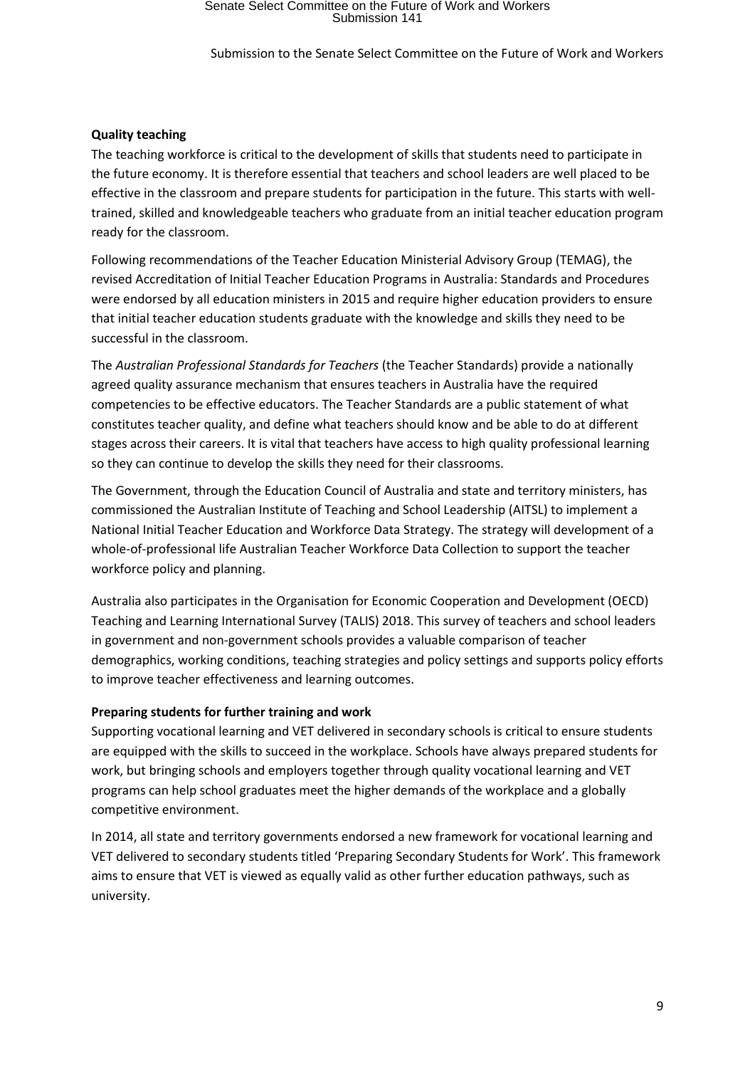**Quality teaching**

The teaching workforce is critical to the development of skills that students need to participate in the future economy. It is therefore essential that teachers and school leaders are well placed to be effective in the classroom and prepare students for participation in the future. This starts with well-trained, skilled and knowledgeable teachers who graduate from an initial teacher education program ready for the classroom.

Following recommendations of the Teacher Education Ministerial Advisory Group (TEMAG), the revised Accreditation of Initial Teacher Education Programs in Australia: Standards and Procedures were endorsed by all education ministers in 2015 and require higher education providers to ensure that initial teacher education students graduate with the knowledge and skills they need to be successful in the classroom.

The *Australian Professional Standards for Teachers* (the Teacher Standards) provide a nationally agreed quality assurance mechanism that ensures teachers in Australia have the required competencies to be effective educators. The Teacher Standards are a public statement of what constitutes teacher quality, and define what teachers should know and be able to do at different stages across their careers. It is vital that teachers have access to high quality professional learning so they can continue to develop the skills they need for their classrooms.

The Government, through the Education Council of Australia and state and territory ministers, has commissioned the Australian Institute of Teaching and School Leadership (AITSL) to implement a National Initial Teacher Education and Workforce Data Strategy. The strategy will development of a whole-of-professional life Australian Teacher Workforce Data Collection to support the teacher workforce policy and planning.

Australia also participates in the Organisation for Economic Cooperation and Development (OECD) Teaching and Learning International Survey (TALIS) 2018. This survey of teachers and school leaders in government and non-government schools provides a valuable comparison of teacher demographics, working conditions, teaching strategies and policy settings and supports policy efforts to improve teacher effectiveness and learning outcomes.

**Preparing students for further training and work**

Supporting vocational learning and VET delivered in secondary schools is critical to ensure students are equipped with the skills to succeed in the workplace. Schools have always prepared students for work, but bringing schools and employers together through quality vocational learning and VET programs can help school graduates meet the higher demands of the workplace and a globally competitive environment.

In 2014, all state and territory governments endorsed a new framework for vocational learning and VET delivered to secondary students titled 'Preparing Secondary Students for Work'. This framework aims to ensure that VET is viewed as equally valid as other further education pathways, such as university.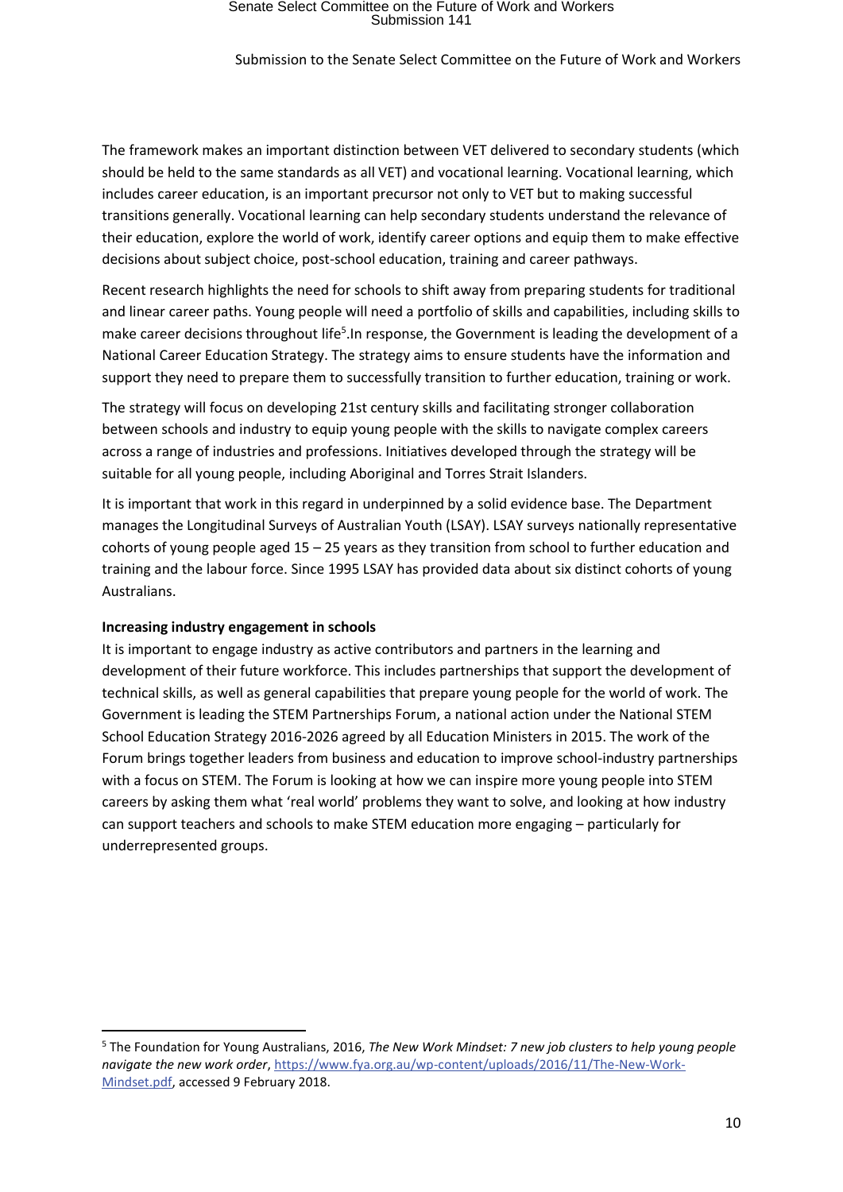The framework makes an important distinction between VET delivered to secondary students (which should be held to the same standards as all VET) and vocational learning. Vocational learning, which includes career education, is an important precursor not only to VET but to making successful transitions generally. Vocational learning can help secondary students understand the relevance of their education, explore the world of work, identify career options and equip them to make effective decisions about subject choice, post-school education, training and career pathways.

Recent research highlights the need for schools to shift away from preparing students for traditional and linear career paths. Young people will need a portfolio of skills and capabilities, including skills to make career decisions throughout life[5].In response, the Government is leading the development of a National Career Education Strategy. The strategy aims to ensure students have the information and support they need to prepare them to successfully transition to further education, training or work.

The strategy will focus on developing 21st century skills and facilitating stronger collaboration between schools and industry to equip young people with the skills to navigate complex careers across a range of industries and professions. Initiatives developed through the strategy will be suitable for all young people, including Aboriginal and Torres Strait Islanders.

It is important that work in this regard in underpinned by a solid evidence base. The Department manages the Longitudinal Surveys of Australian Youth (LSAY). LSAY surveys nationally representative cohorts of young people aged 15 – 25 years as they transition from school to further education and training and the labour force. Since 1995 LSAY has provided data about six distinct cohorts of young Australians.

**Increasing industry engagement in schools**

It is important to engage industry as active contributors and partners in the learning and development of their future workforce. This includes partnerships that support the development of technical skills, as well as general capabilities that prepare young people for the world of work. The Government is leading the STEM Partnerships Forum, a national action under the National STEM School Education Strategy 2016-2026 agreed by all Education Ministers in 2015. The work of the Forum brings together leaders from business and education to improve school-industry partnerships with a focus on STEM. The Forum is looking at how we can inspire more young people into STEM careers by asking them what 'real world' problems they want to solve, and looking at how industry can support teachers and schools to make STEM education more engaging – particularly for underrepresented groups.

---

[5] The Foundation for Young Australians, 2016, *The New Work Mindset: 7 new job clusters to help young people navigate the new work order*, https://www.fya.org.au/wp-content/uploads/2016/11/The-New-Work-Mindset.pdf, accessed 9 February 2018.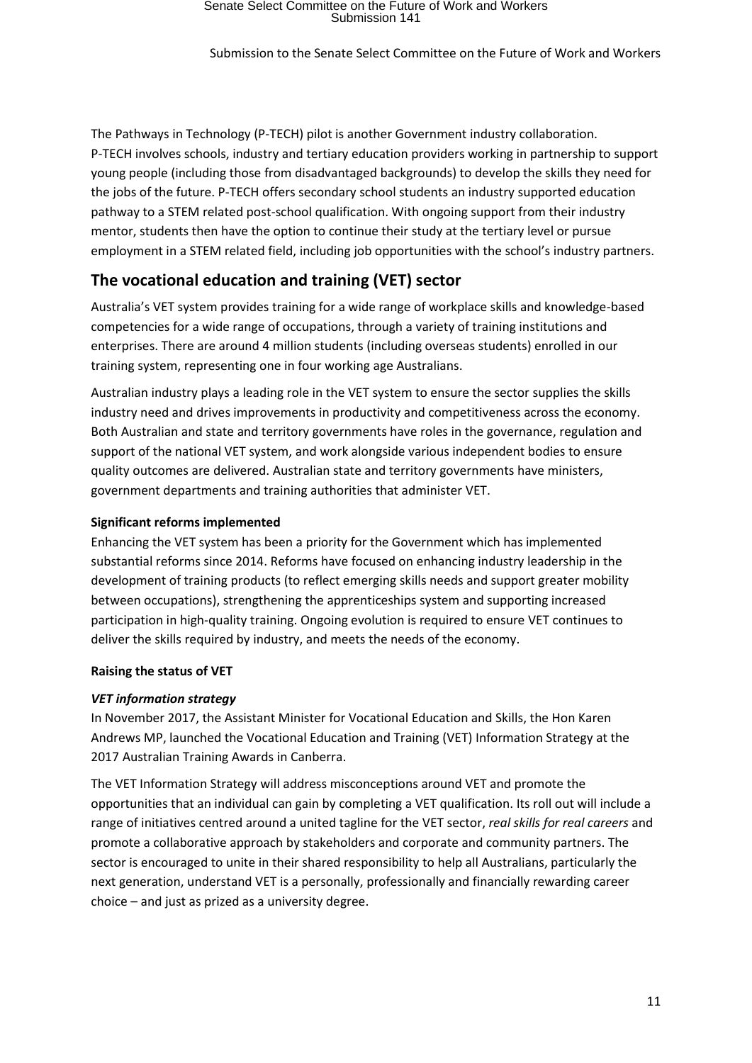The Pathways in Technology (P-TECH) pilot is another Government industry collaboration. P-TECH involves schools, industry and tertiary education providers working in partnership to support young people (including those from disadvantaged backgrounds) to develop the skills they need for the jobs of the future. P-TECH offers secondary school students an industry supported education pathway to a STEM related post-school qualification. With ongoing support from their industry mentor, students then have the option to continue their study at the tertiary level or pursue employment in a STEM related field, including job opportunities with the school's industry partners.

## The vocational education and training (VET) sector

Australia's VET system provides training for a wide range of workplace skills and knowledge-based competencies for a wide range of occupations, through a variety of training institutions and enterprises. There are around 4 million students (including overseas students) enrolled in our training system, representing one in four working age Australians.

Australian industry plays a leading role in the VET system to ensure the sector supplies the skills industry need and drives improvements in productivity and competitiveness across the economy. Both Australian and state and territory governments have roles in the governance, regulation and support of the national VET system, and work alongside various independent bodies to ensure quality outcomes are delivered. Australian state and territory governments have ministers, government departments and training authorities that administer VET.

**Significant reforms implemented**

Enhancing the VET system has been a priority for the Government which has implemented substantial reforms since 2014. Reforms have focused on enhancing industry leadership in the development of training products (to reflect emerging skills needs and support greater mobility between occupations), strengthening the apprenticeships system and supporting increased participation in high-quality training. Ongoing evolution is required to ensure VET continues to deliver the skills required by industry, and meets the needs of the economy.

**Raising the status of VET**

***VET information strategy***

In November 2017, the Assistant Minister for Vocational Education and Skills, the Hon Karen Andrews MP, launched the Vocational Education and Training (VET) Information Strategy at the 2017 Australian Training Awards in Canberra.

The VET Information Strategy will address misconceptions around VET and promote the opportunities that an individual can gain by completing a VET qualification. Its roll out will include a range of initiatives centred around a united tagline for the VET sector, *real skills for real careers* and promote a collaborative approach by stakeholders and corporate and community partners. The sector is encouraged to unite in their shared responsibility to help all Australians, particularly the next generation, understand VET is a personally, professionally and financially rewarding career choice – and just as prized as a university degree.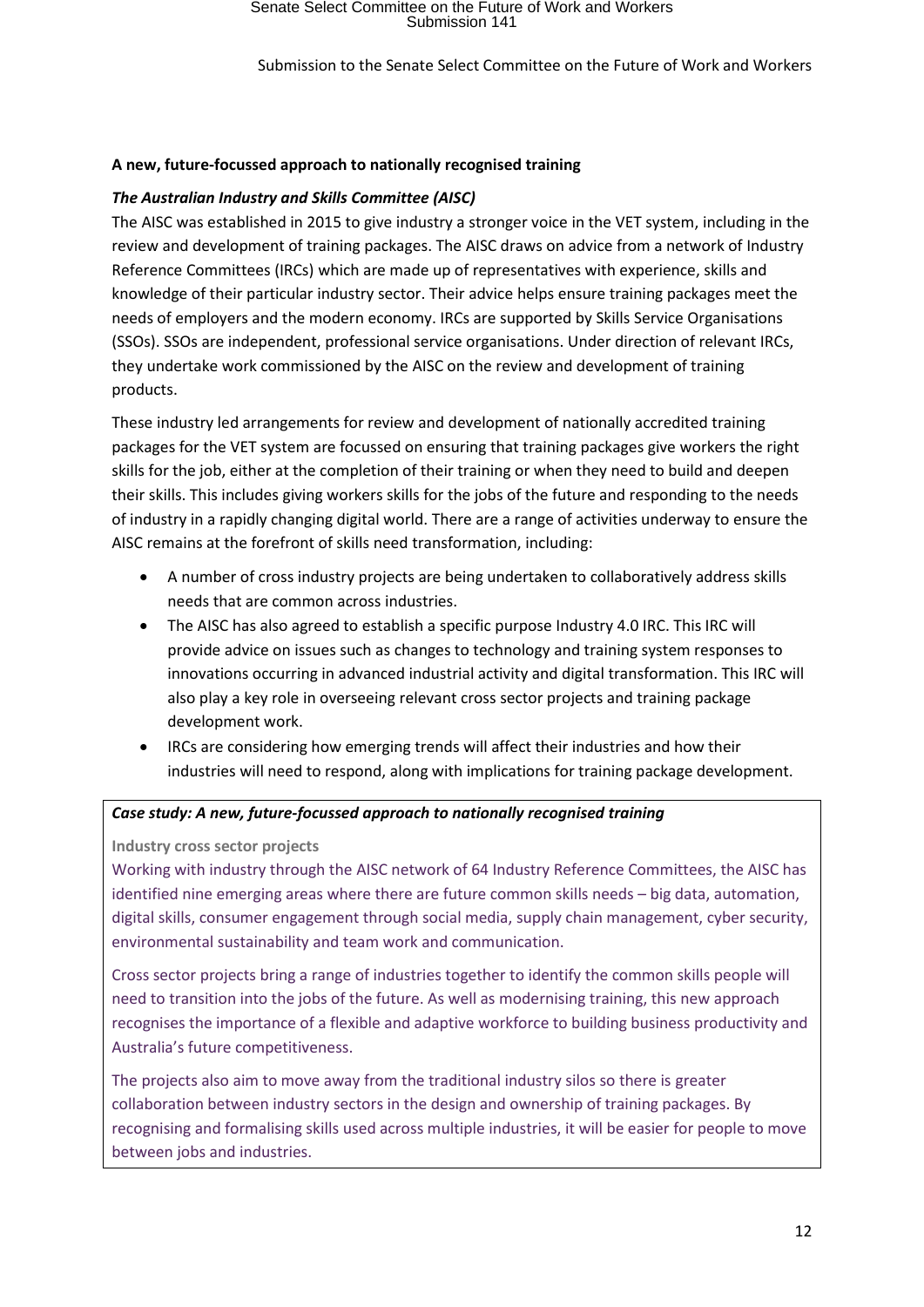**A new, future-focussed approach to nationally recognised training**

***The Australian Industry and Skills Committee (AISC)***

The AISC was established in 2015 to give industry a stronger voice in the VET system, including in the review and development of training packages. The AISC draws on advice from a network of Industry Reference Committees (IRCs) which are made up of representatives with experience, skills and knowledge of their particular industry sector. Their advice helps ensure training packages meet the needs of employers and the modern economy. IRCs are supported by Skills Service Organisations (SSOs). SSOs are independent, professional service organisations. Under direction of relevant IRCs, they undertake work commissioned by the AISC on the review and development of training products.

These industry led arrangements for review and development of nationally accredited training packages for the VET system are focussed on ensuring that training packages give workers the right skills for the job, either at the completion of their training or when they need to build and deepen their skills. This includes giving workers skills for the jobs of the future and responding to the needs of industry in a rapidly changing digital world. There are a range of activities underway to ensure the AISC remains at the forefront of skills need transformation, including:

- A number of cross industry projects are being undertaken to collaboratively address skills needs that are common across industries.
- The AISC has also agreed to establish a specific purpose Industry 4.0 IRC. This IRC will provide advice on issues such as changes to technology and training system responses to innovations occurring in advanced industrial activity and digital transformation. This IRC will also play a key role in overseeing relevant cross sector projects and training package development work.
- IRCs are considering how emerging trends will affect their industries and how their industries will need to respond, along with implications for training package development.

***Case study: A new, future-focussed approach to nationally recognised training***

**Industry cross sector projects**

Working with industry through the AISC network of 64 Industry Reference Committees, the AISC has identified nine emerging areas where there are future common skills needs – big data, automation, digital skills, consumer engagement through social media, supply chain management, cyber security, environmental sustainability and team work and communication.

Cross sector projects bring a range of industries together to identify the common skills people will need to transition into the jobs of the future. As well as modernising training, this new approach recognises the importance of a flexible and adaptive workforce to building business productivity and Australia's future competitiveness.

The projects also aim to move away from the traditional industry silos so there is greater collaboration between industry sectors in the design and ownership of training packages. By recognising and formalising skills used across multiple industries, it will be easier for people to move between jobs and industries.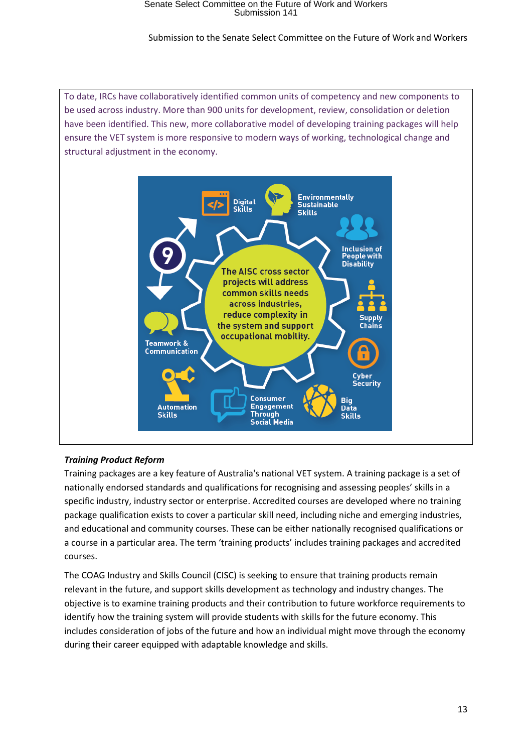To date, IRCs have collaboratively identified common units of competency and new components to be used across industry. More than 900 units for development, review, consolidation or deletion have been identified. This new, more collaborative model of developing training packages will help ensure the VET system is more responsive to modern ways of working, technological change and structural adjustment in the economy.

The AISC cross sector projects will address common skills needs across industries, reduce complexity in the system and support occupational mobility.

9

- Digital Skills
- Environmentally Sustainable Skills
- Inclusion of People with Disability
- Supply Chains
- Cyber Security
- Big Data Skills
- Consumer Engagement Through Social Media
- Automation Skills
- Teamwork & Communication

***Training Product Reform***

Training packages are a key feature of Australia's national VET system. A training package is a set of nationally endorsed standards and qualifications for recognising and assessing peoples' skills in a specific industry, industry sector or enterprise. Accredited courses are developed where no training package qualification exists to cover a particular skill need, including niche and emerging industries, and educational and community courses. These can be either nationally recognised qualifications or a course in a particular area. The term 'training products' includes training packages and accredited courses.

The COAG Industry and Skills Council (CISC) is seeking to ensure that training products remain relevant in the future, and support skills development as technology and industry changes. The objective is to examine training products and their contribution to future workforce requirements to identify how the training system will provide students with skills for the future economy. This includes consideration of jobs of the future and how an individual might move through the economy during their career equipped with adaptable knowledge and skills.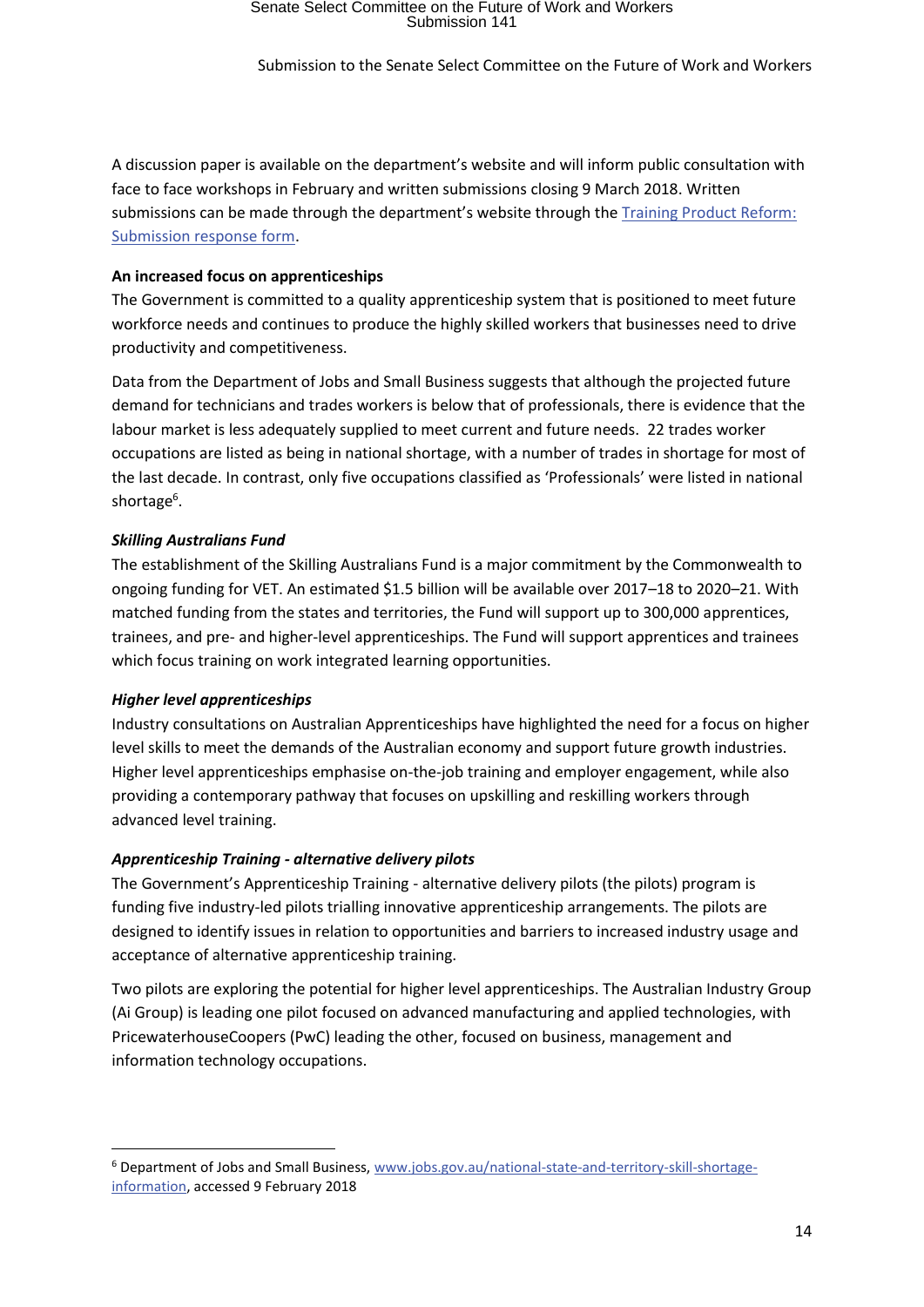A discussion paper is available on the department's website and will inform public consultation with face to face workshops in February and written submissions closing 9 March 2018. Written submissions can be made through the department's website through the [Training Product Reform: Submission response form](#).

**An increased focus on apprenticeships**

The Government is committed to a quality apprenticeship system that is positioned to meet future workforce needs and continues to produce the highly skilled workers that businesses need to drive productivity and competitiveness.

Data from the Department of Jobs and Small Business suggests that although the projected future demand for technicians and trades workers is below that of professionals, there is evidence that the labour market is less adequately supplied to meet current and future needs. 22 trades worker occupations are listed as being in national shortage, with a number of trades in shortage for most of the last decade. In contrast, only five occupations classified as 'Professionals' were listed in national shortage[6].

***Skilling Australians Fund***

The establishment of the Skilling Australians Fund is a major commitment by the Commonwealth to ongoing funding for VET. An estimated $1.5 billion will be available over 2017–18 to 2020–21. With matched funding from the states and territories, the Fund will support up to 300,000 apprentices, trainees, and pre- and higher-level apprenticeships. The Fund will support apprentices and trainees which focus training on work integrated learning opportunities.

***Higher level apprenticeships***

Industry consultations on Australian Apprenticeships have highlighted the need for a focus on higher level skills to meet the demands of the Australian economy and support future growth industries. Higher level apprenticeships emphasise on-the-job training and employer engagement, while also providing a contemporary pathway that focuses on upskilling and reskilling workers through advanced level training.

***Apprenticeship Training - alternative delivery pilots***

The Government's Apprenticeship Training - alternative delivery pilots (the pilots) program is funding five industry-led pilots trialling innovative apprenticeship arrangements. The pilots are designed to identify issues in relation to opportunities and barriers to increased industry usage and acceptance of alternative apprenticeship training.

Two pilots are exploring the potential for higher level apprenticeships. The Australian Industry Group (Ai Group) is leading one pilot focused on advanced manufacturing and applied technologies, with PricewaterhouseCoopers (PwC) leading the other, focused on business, management and information technology occupations.

---

[6] Department of Jobs and Small Business, www.jobs.gov.au/national-state-and-territory-skill-shortage-information, accessed 9 February 2018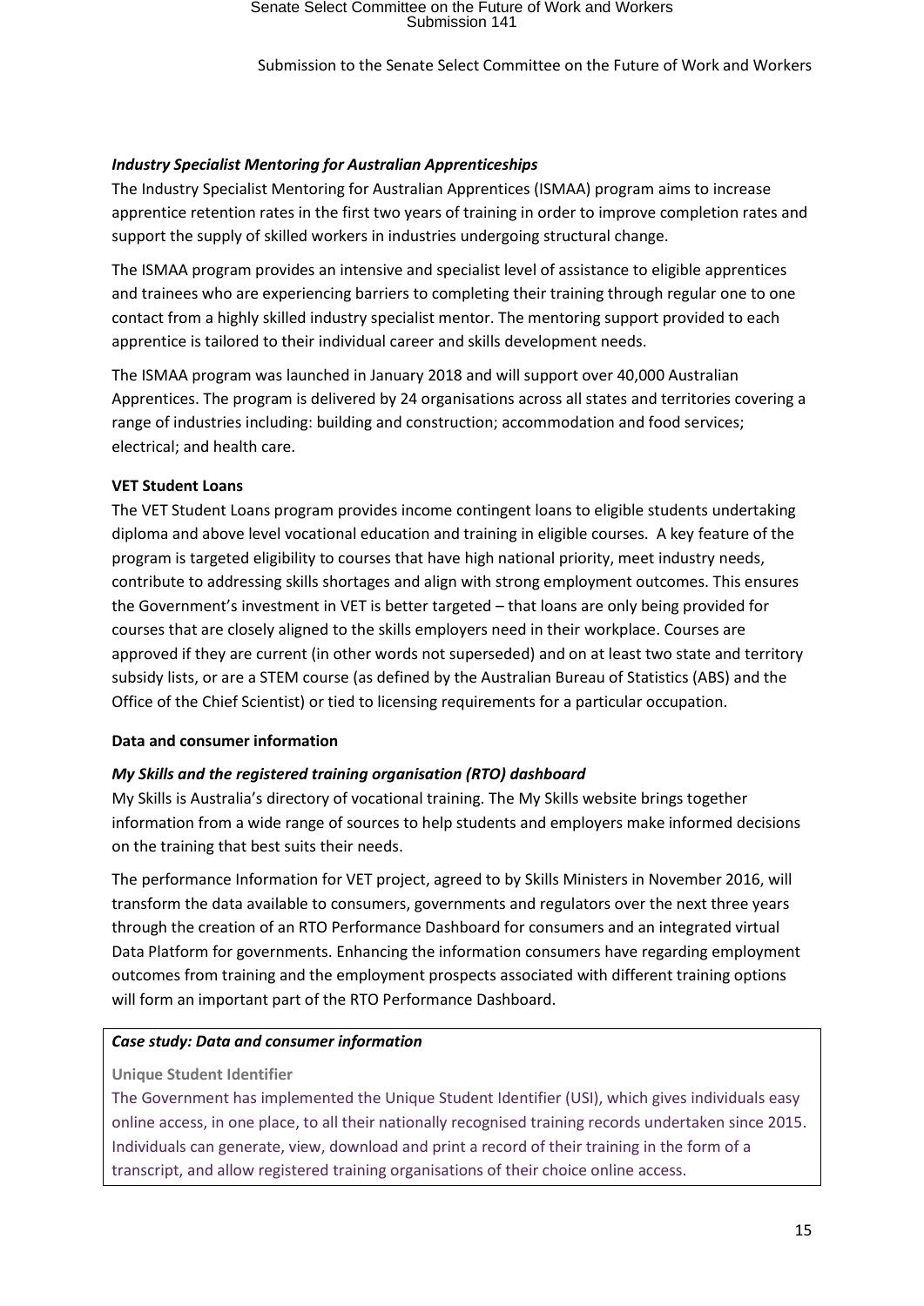### *Industry Specialist Mentoring for Australian Apprenticeships*

The Industry Specialist Mentoring for Australian Apprentices (ISMAA) program aims to increase apprentice retention rates in the first two years of training in order to improve completion rates and support the supply of skilled workers in industries undergoing structural change.

The ISMAA program provides an intensive and specialist level of assistance to eligible apprentices and trainees who are experiencing barriers to completing their training through regular one to one contact from a highly skilled industry specialist mentor. The mentoring support provided to each apprentice is tailored to their individual career and skills development needs.

The ISMAA program was launched in January 2018 and will support over 40,000 Australian Apprentices. The program is delivered by 24 organisations across all states and territories covering a range of industries including: building and construction; accommodation and food services; electrical; and health care.

### VET Student Loans

The VET Student Loans program provides income contingent loans to eligible students undertaking diploma and above level vocational education and training in eligible courses. A key feature of the program is targeted eligibility to courses that have high national priority, meet industry needs, contribute to addressing skills shortages and align with strong employment outcomes. This ensures the Government's investment in VET is better targeted – that loans are only being provided for courses that are closely aligned to the skills employers need in their workplace. Courses are approved if they are current (in other words not superseded) and on at least two state and territory subsidy lists, or are a STEM course (as defined by the Australian Bureau of Statistics (ABS) and the Office of the Chief Scientist) or tied to licensing requirements for a particular occupation.

### Data and consumer information

### *My Skills and the registered training organisation (RTO) dashboard*

My Skills is Australia's directory of vocational training. The My Skills website brings together information from a wide range of sources to help students and employers make informed decisions on the training that best suits their needs.

The performance Information for VET project, agreed to by Skills Ministers in November 2016, will transform the data available to consumers, governments and regulators over the next three years through the creation of an RTO Performance Dashboard for consumers and an integrated virtual Data Platform for governments. Enhancing the information consumers have regarding employment outcomes from training and the employment prospects associated with different training options will form an important part of the RTO Performance Dashboard.

> ***Case study: Data and consumer information***
>
> **Unique Student Identifier**
>
> The Government has implemented the Unique Student Identifier (USI), which gives individuals easy online access, in one place, to all their nationally recognised training records undertaken since 2015. Individuals can generate, view, download and print a record of their training in the form of a transcript, and allow registered training organisations of their choice online access.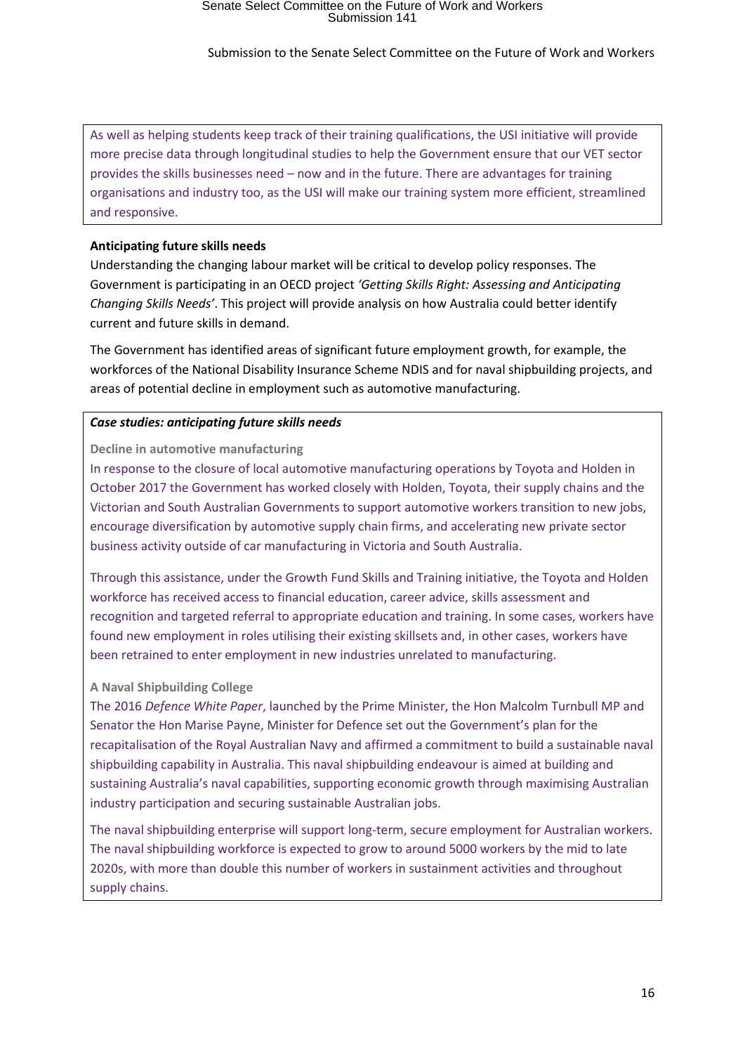As well as helping students keep track of their training qualifications, the USI initiative will provide more precise data through longitudinal studies to help the Government ensure that our VET sector provides the skills businesses need – now and in the future. There are advantages for training organisations and industry too, as the USI will make our training system more efficient, streamlined and responsive.

**Anticipating future skills needs**

Understanding the changing labour market will be critical to develop policy responses. The Government is participating in an OECD project *'Getting Skills Right: Assessing and Anticipating Changing Skills Needs'*. This project will provide analysis on how Australia could better identify current and future skills in demand.

The Government has identified areas of significant future employment growth, for example, the workforces of the National Disability Insurance Scheme NDIS and for naval shipbuilding projects, and areas of potential decline in employment such as automotive manufacturing.

***Case studies: anticipating future skills needs***

**Decline in automotive manufacturing**

In response to the closure of local automotive manufacturing operations by Toyota and Holden in October 2017 the Government has worked closely with Holden, Toyota, their supply chains and the Victorian and South Australian Governments to support automotive workers transition to new jobs, encourage diversification by automotive supply chain firms, and accelerating new private sector business activity outside of car manufacturing in Victoria and South Australia.

Through this assistance, under the Growth Fund Skills and Training initiative, the Toyota and Holden workforce has received access to financial education, career advice, skills assessment and recognition and targeted referral to appropriate education and training. In some cases, workers have found new employment in roles utilising their existing skillsets and, in other cases, workers have been retrained to enter employment in new industries unrelated to manufacturing.

**A Naval Shipbuilding College**

The 2016 *Defence White Paper*, launched by the Prime Minister, the Hon Malcolm Turnbull MP and Senator the Hon Marise Payne, Minister for Defence set out the Government's plan for the recapitalisation of the Royal Australian Navy and affirmed a commitment to build a sustainable naval shipbuilding capability in Australia. This naval shipbuilding endeavour is aimed at building and sustaining Australia's naval capabilities, supporting economic growth through maximising Australian industry participation and securing sustainable Australian jobs.

The naval shipbuilding enterprise will support long-term, secure employment for Australian workers. The naval shipbuilding workforce is expected to grow to around 5000 workers by the mid to late 2020s, with more than double this number of workers in sustainment activities and throughout supply chains.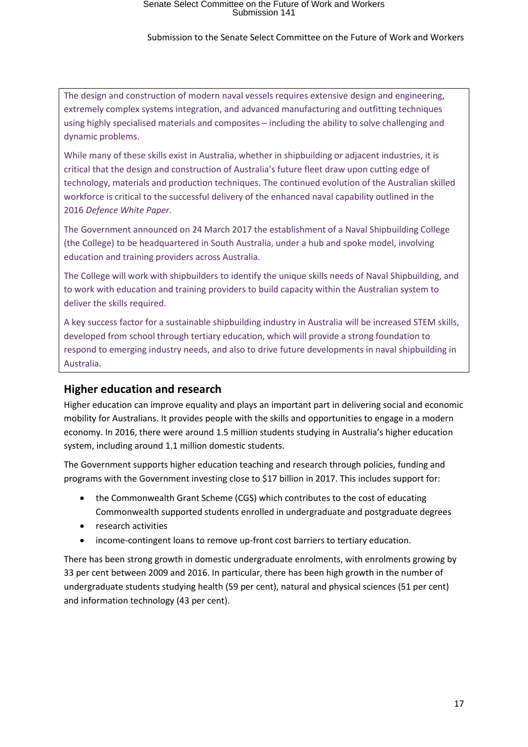The design and construction of modern naval vessels requires extensive design and engineering, extremely complex systems integration, and advanced manufacturing and outfitting techniques using highly specialised materials and composites – including the ability to solve challenging and dynamic problems.

While many of these skills exist in Australia, whether in shipbuilding or adjacent industries, it is critical that the design and construction of Australia's future fleet draw upon cutting edge of technology, materials and production techniques. The continued evolution of the Australian skilled workforce is critical to the successful delivery of the enhanced naval capability outlined in the 2016 *Defence White Paper*.

The Government announced on 24 March 2017 the establishment of a Naval Shipbuilding College (the College) to be headquartered in South Australia, under a hub and spoke model, involving education and training providers across Australia.

The College will work with shipbuilders to identify the unique skills needs of Naval Shipbuilding, and to work with education and training providers to build capacity within the Australian system to deliver the skills required.

A key success factor for a sustainable shipbuilding industry in Australia will be increased STEM skills, developed from school through tertiary education, which will provide a strong foundation to respond to emerging industry needs, and also to drive future developments in naval shipbuilding in Australia.

## Higher education and research

Higher education can improve equality and plays an important part in delivering social and economic mobility for Australians. It provides people with the skills and opportunities to engage in a modern economy. In 2016, there were around 1.5 million students studying in Australia's higher education system, including around 1.1 million domestic students.

The Government supports higher education teaching and research through policies, funding and programs with the Government investing close to $17 billion in 2017. This includes support for:

- the Commonwealth Grant Scheme (CGS) which contributes to the cost of educating Commonwealth supported students enrolled in undergraduate and postgraduate degrees
- research activities
- income-contingent loans to remove up-front cost barriers to tertiary education.

There has been strong growth in domestic undergraduate enrolments, with enrolments growing by 33 per cent between 2009 and 2016. In particular, there has been high growth in the number of undergraduate students studying health (59 per cent), natural and physical sciences (51 per cent) and information technology (43 per cent).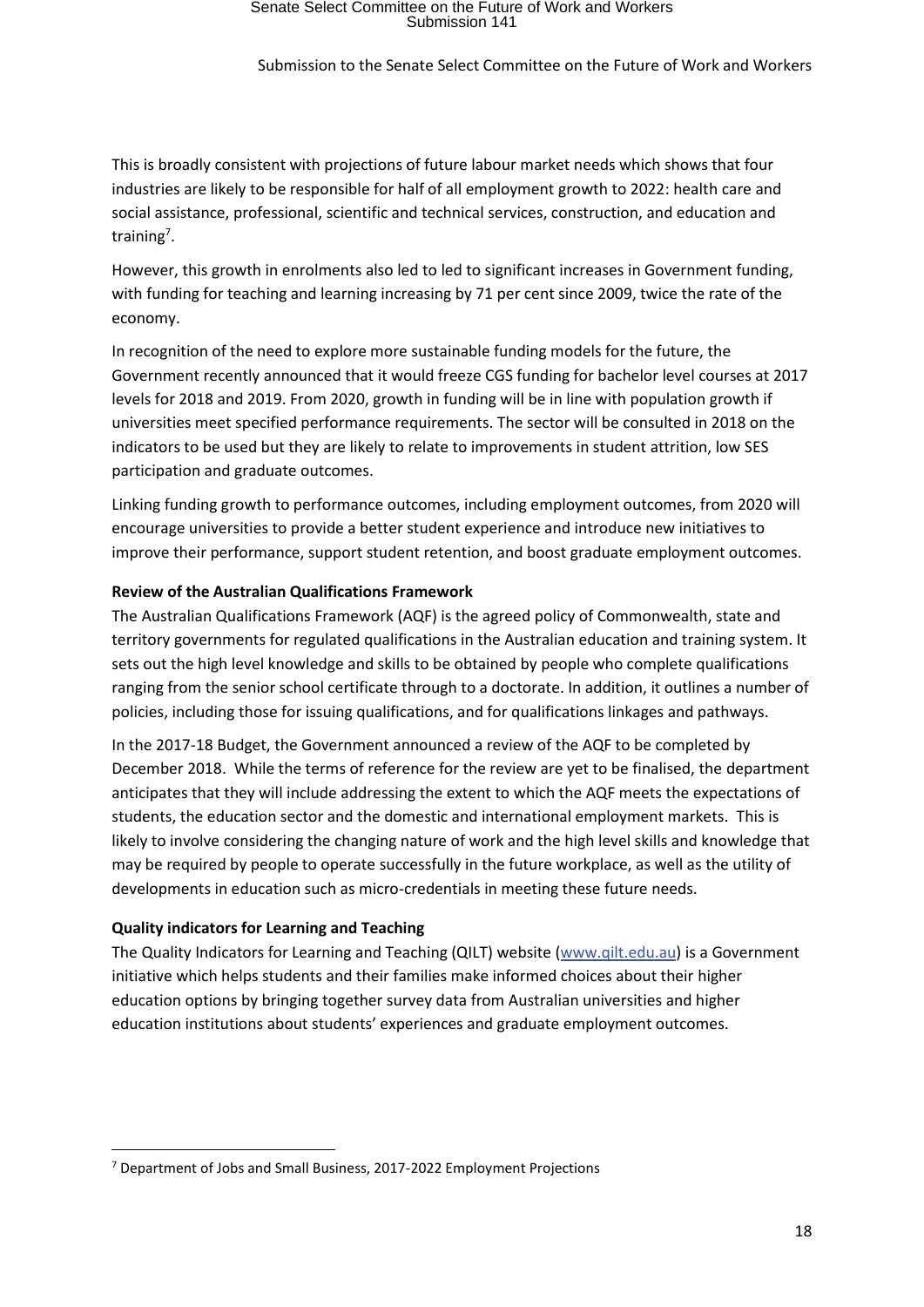This is broadly consistent with projections of future labour market needs which shows that four industries are likely to be responsible for half of all employment growth to 2022: health care and social assistance, professional, scientific and technical services, construction, and education and training[7].

However, this growth in enrolments also led to led to significant increases in Government funding, with funding for teaching and learning increasing by 71 per cent since 2009, twice the rate of the economy.

In recognition of the need to explore more sustainable funding models for the future, the Government recently announced that it would freeze CGS funding for bachelor level courses at 2017 levels for 2018 and 2019. From 2020, growth in funding will be in line with population growth if universities meet specified performance requirements. The sector will be consulted in 2018 on the indicators to be used but they are likely to relate to improvements in student attrition, low SES participation and graduate outcomes.

Linking funding growth to performance outcomes, including employment outcomes, from 2020 will encourage universities to provide a better student experience and introduce new initiatives to improve their performance, support student retention, and boost graduate employment outcomes.

**Review of the Australian Qualifications Framework**

The Australian Qualifications Framework (AQF) is the agreed policy of Commonwealth, state and territory governments for regulated qualifications in the Australian education and training system. It sets out the high level knowledge and skills to be obtained by people who complete qualifications ranging from the senior school certificate through to a doctorate. In addition, it outlines a number of policies, including those for issuing qualifications, and for qualifications linkages and pathways.

In the 2017-18 Budget, the Government announced a review of the AQF to be completed by December 2018. While the terms of reference for the review are yet to be finalised, the department anticipates that they will include addressing the extent to which the AQF meets the expectations of students, the education sector and the domestic and international employment markets. This is likely to involve considering the changing nature of work and the high level skills and knowledge that may be required by people to operate successfully in the future workplace, as well as the utility of developments in education such as micro-credentials in meeting these future needs.

**Quality indicators for Learning and Teaching**

The Quality Indicators for Learning and Teaching (QILT) website (www.qilt.edu.au) is a Government initiative which helps students and their families make informed choices about their higher education options by bringing together survey data from Australian universities and higher education institutions about students' experiences and graduate employment outcomes.

---

[7] Department of Jobs and Small Business, 2017-2022 Employment Projections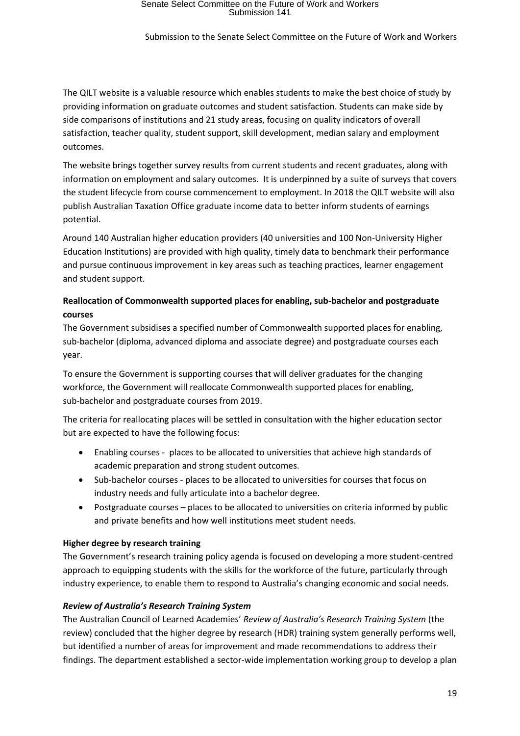The QILT website is a valuable resource which enables students to make the best choice of study by providing information on graduate outcomes and student satisfaction. Students can make side by side comparisons of institutions and 21 study areas, focusing on quality indicators of overall satisfaction, teacher quality, student support, skill development, median salary and employment outcomes.

The website brings together survey results from current students and recent graduates, along with information on employment and salary outcomes. It is underpinned by a suite of surveys that covers the student lifecycle from course commencement to employment. In 2018 the QILT website will also publish Australian Taxation Office graduate income data to better inform students of earnings potential.

Around 140 Australian higher education providers (40 universities and 100 Non-University Higher Education Institutions) are provided with high quality, timely data to benchmark their performance and pursue continuous improvement in key areas such as teaching practices, learner engagement and student support.

**Reallocation of Commonwealth supported places for enabling, sub-bachelor and postgraduate courses**

The Government subsidises a specified number of Commonwealth supported places for enabling, sub-bachelor (diploma, advanced diploma and associate degree) and postgraduate courses each year.

To ensure the Government is supporting courses that will deliver graduates for the changing workforce, the Government will reallocate Commonwealth supported places for enabling, sub-bachelor and postgraduate courses from 2019.

The criteria for reallocating places will be settled in consultation with the higher education sector but are expected to have the following focus:

- Enabling courses - places to be allocated to universities that achieve high standards of academic preparation and strong student outcomes.
- Sub-bachelor courses - places to be allocated to universities for courses that focus on industry needs and fully articulate into a bachelor degree.
- Postgraduate courses – places to be allocated to universities on criteria informed by public and private benefits and how well institutions meet student needs.

**Higher degree by research training**

The Government's research training policy agenda is focused on developing a more student-centred approach to equipping students with the skills for the workforce of the future, particularly through industry experience, to enable them to respond to Australia's changing economic and social needs.

***Review of Australia's Research Training System***

The Australian Council of Learned Academies' *Review of Australia's Research Training System* (the review) concluded that the higher degree by research (HDR) training system generally performs well, but identified a number of areas for improvement and made recommendations to address their findings. The department established a sector-wide implementation working group to develop a plan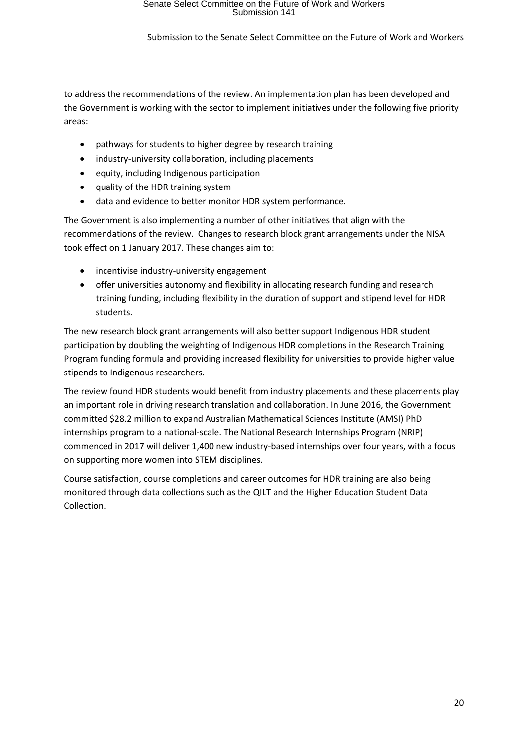to address the recommendations of the review. An implementation plan has been developed and the Government is working with the sector to implement initiatives under the following five priority areas:

- pathways for students to higher degree by research training
- industry-university collaboration, including placements
- equity, including Indigenous participation
- quality of the HDR training system
- data and evidence to better monitor HDR system performance.

The Government is also implementing a number of other initiatives that align with the recommendations of the review. Changes to research block grant arrangements under the NISA took effect on 1 January 2017. These changes aim to:

- incentivise industry-university engagement
- offer universities autonomy and flexibility in allocating research funding and research training funding, including flexibility in the duration of support and stipend level for HDR students.

The new research block grant arrangements will also better support Indigenous HDR student participation by doubling the weighting of Indigenous HDR completions in the Research Training Program funding formula and providing increased flexibility for universities to provide higher value stipends to Indigenous researchers.

The review found HDR students would benefit from industry placements and these placements play an important role in driving research translation and collaboration. In June 2016, the Government committed $28.2 million to expand Australian Mathematical Sciences Institute (AMSI) PhD internships program to a national-scale. The National Research Internships Program (NRIP) commenced in 2017 will deliver 1,400 new industry-based internships over four years, with a focus on supporting more women into STEM disciplines.

Course satisfaction, course completions and career outcomes for HDR training are also being monitored through data collections such as the QILT and the Higher Education Student Data Collection.